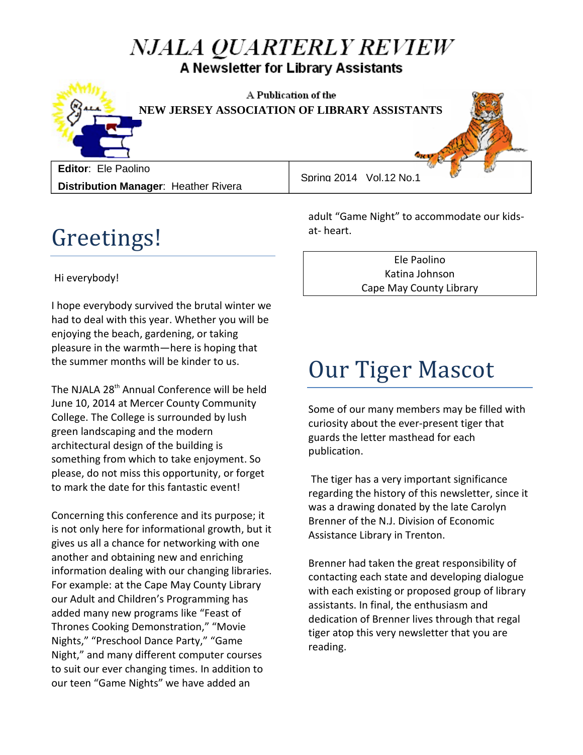# NJALA QUARTERLY REVIEW

**A Newsletter for Library Assistants**

A Publication of the

**NEW JERSEY ASSOCIATION OF LIBRARY ASSISTANTS**

**Editor**: Ele Paolino

**Distribution Manager**: Heather Rivera

Spring 2014 Vol.12 No.1

## Greetings!

Hi everybody!

I hope everybody survived the brutal winter we had to deal with this year. Whether you will be enjoying the beach, gardening, or taking pleasure in the warmth—here is hoping that the summer months will be kinder to us.

The NJALA 28th Annual Conference will be held June 10, 2014 at Mercer County Community College. The College is surrounded by lush green landscaping and the modern architectural design of the building is something from which to take enjoyment. So please, do not miss this opportunity, or forget to mark the date for this fantastic event!

Concerning this conference and its purpose; it is not only here for informational growth, but it gives us all a chance for networking with one another and obtaining new and enriching information dealing with our changing libraries. For example: at the Cape May County Library our Adult and Children's Programming has added many new programs like "Feast of Thrones Cooking Demonstration," "Movie Nights," "Preschool Dance Party," "Game Night," and many different computer courses to suit our ever changing times. In addition to our teen "Game Nights" we have added an adult "Game Night" to accommodate our kids-at- heart.

Ele Paolino
Katina Johnson
Cape May County Library

## Our Tiger Mascot

Some of our many members may be filled with curiosity about the ever-present tiger that guards the letter masthead for each publication.

The tiger has a very important significance regarding the history of this newsletter, since it was a drawing donated by the late Carolyn Brenner of the N.J. Division of Economic Assistance Library in Trenton.

Brenner had taken the great responsibility of contacting each state and developing dialogue with each existing or proposed group of library assistants. In final, the enthusiasm and dedication of Brenner lives through that regal tiger atop this very newsletter that you are reading.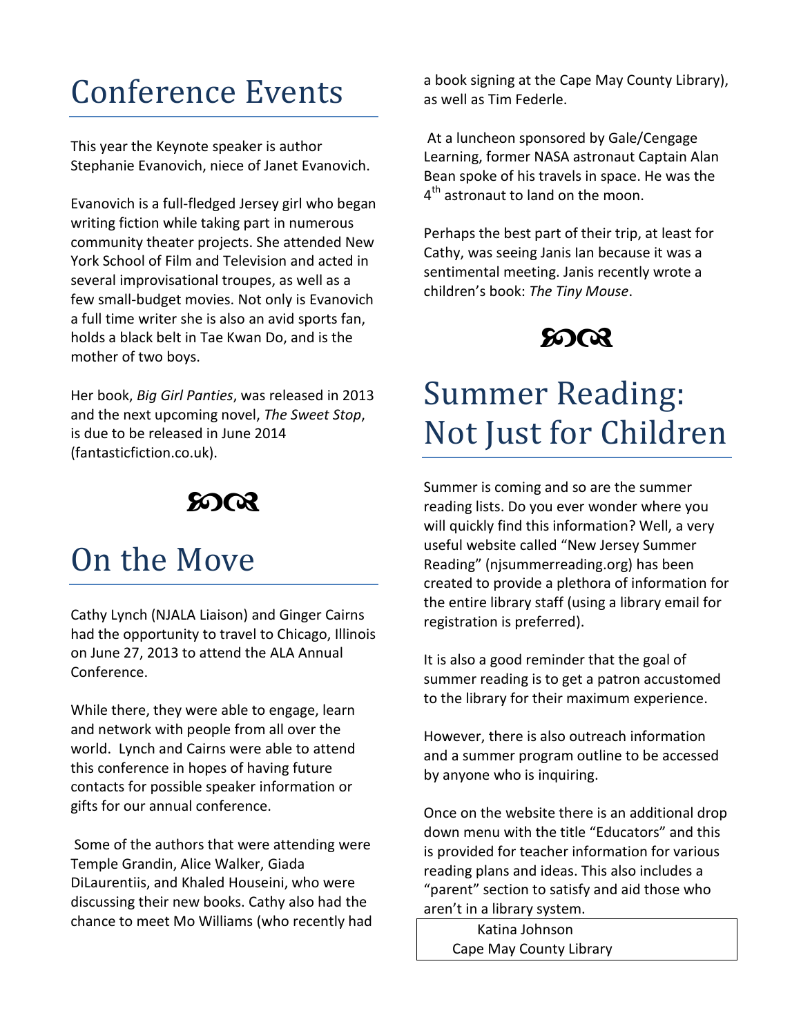# Conference Events

This year the Keynote speaker is author Stephanie Evanovich, niece of Janet Evanovich.

Evanovich is a full-fledged Jersey girl who began writing fiction while taking part in numerous community theater projects. She attended New York School of Film and Television and acted in several improvisational troupes, as well as a few small-budget movies. Not only is Evanovich a full time writer she is also an avid sports fan, holds a black belt in Tae Kwan Do, and is the mother of two boys.

Her book, *Big Girl Panties*, was released in 2013 and the next upcoming novel, *The Sweet Stop*, is due to be released in June 2014 (fantasticfiction.co.uk).

ᘓᘐ

# On the Move

Cathy Lynch (NJALA Liaison) and Ginger Cairns had the opportunity to travel to Chicago, Illinois on June 27, 2013 to attend the ALA Annual Conference.

While there, they were able to engage, learn and network with people from all over the world. Lynch and Cairns were able to attend this conference in hopes of having future contacts for possible speaker information or gifts for our annual conference.

Some of the authors that were attending were Temple Grandin, Alice Walker, Giada DiLaurentiis, and Khaled Houseini, who were discussing their new books. Cathy also had the chance to meet Mo Williams (who recently had a book signing at the Cape May County Library), as well as Tim Federle.

At a luncheon sponsored by Gale/Cengage Learning, former NASA astronaut Captain Alan Bean spoke of his travels in space. He was the 4th astronaut to land on the moon.

Perhaps the best part of their trip, at least for Cathy, was seeing Janis Ian because it was a sentimental meeting. Janis recently wrote a children's book: *The Tiny Mouse*.

ᘓᘐ

# Summer Reading: Not Just for Children

Summer is coming and so are the summer reading lists. Do you ever wonder where you will quickly find this information? Well, a very useful website called "New Jersey Summer Reading" (njsummerreading.org) has been created to provide a plethora of information for the entire library staff (using a library email for registration is preferred).

It is also a good reminder that the goal of summer reading is to get a patron accustomed to the library for their maximum experience.

However, there is also outreach information and a summer program outline to be accessed by anyone who is inquiring.

Once on the website there is an additional drop down menu with the title "Educators" and this is provided for teacher information for various reading plans and ideas. This also includes a "parent" section to satisfy and aid those who aren't in a library system.

Katina Johnson
Cape May County Library